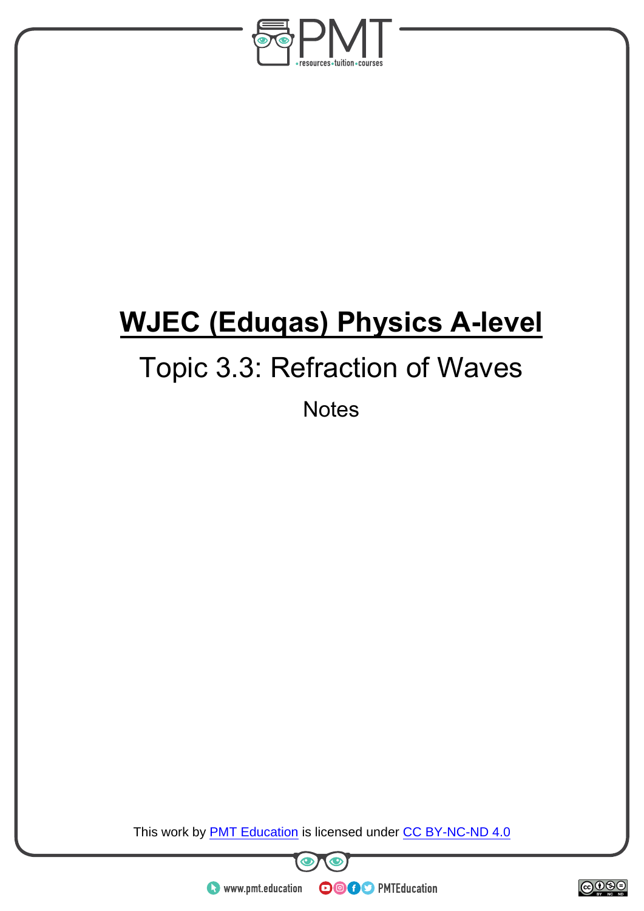# WJEC (Eduqas) Physics A-level

## Topic 3.3: Refraction of Waves

Notes

This work by PMT Education is licensed under CC BY-NC-ND 4.0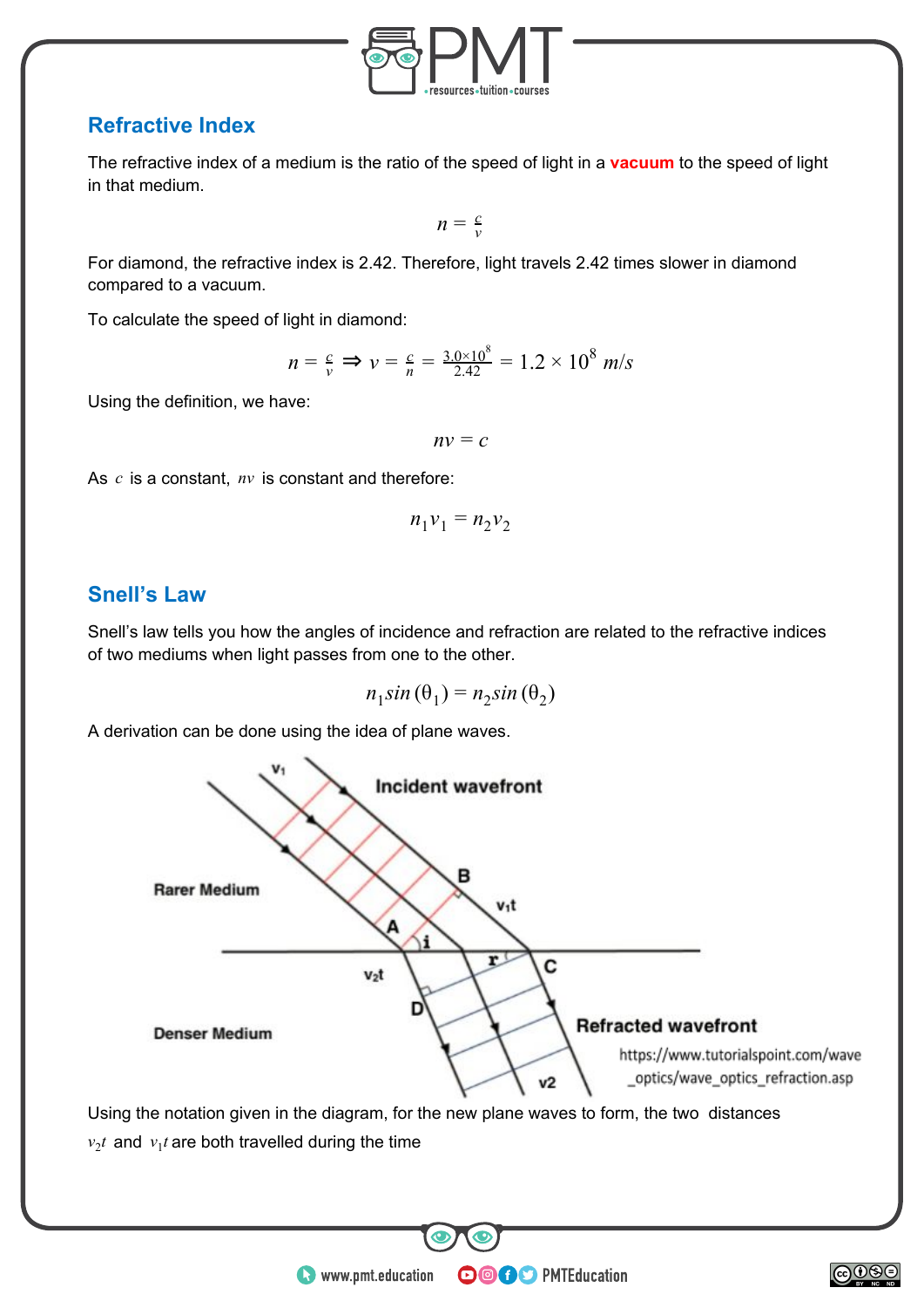## Refractive Index

The refractive index of a medium is the ratio of the speed of light in a **vacuum** to the speed of light in that medium.

$$n = \frac{c}{v}$$

For diamond, the refractive index is 2.42. Therefore, light travels 2.42 times slower in diamond compared to a vacuum.

To calculate the speed of light in diamond:

$$n = \frac{c}{v} \Rightarrow v = \frac{c}{n} = \frac{3.0\times10^8}{2.42} = 1.2 \times 10^8 \ m/s$$

Using the definition, we have:

$$nv = c$$

As $c$ is a constant, $nv$ is constant and therefore:

$$n_1 v_1 = n_2 v_2$$

## Snell's Law

Snell's law tells you how the angles of incidence and refraction are related to the refractive indices of two mediums when light passes from one to the other.

$$n_1 sin(\theta_1) = n_2 sin(\theta_2)$$

A derivation can be done using the idea of plane waves.

v1
Incident wavefront
B
Rarer Medium
v1t
A
i
v2t
r
C
D
Denser Medium
Refracted wavefront
v2
https://www.tutorialspoint.com/wave_optics/wave_optics_refraction.asp

Using the notation given in the diagram, for the new plane waves to form, the two distances $v_2 t$ and $v_1 t$ are both travelled during the time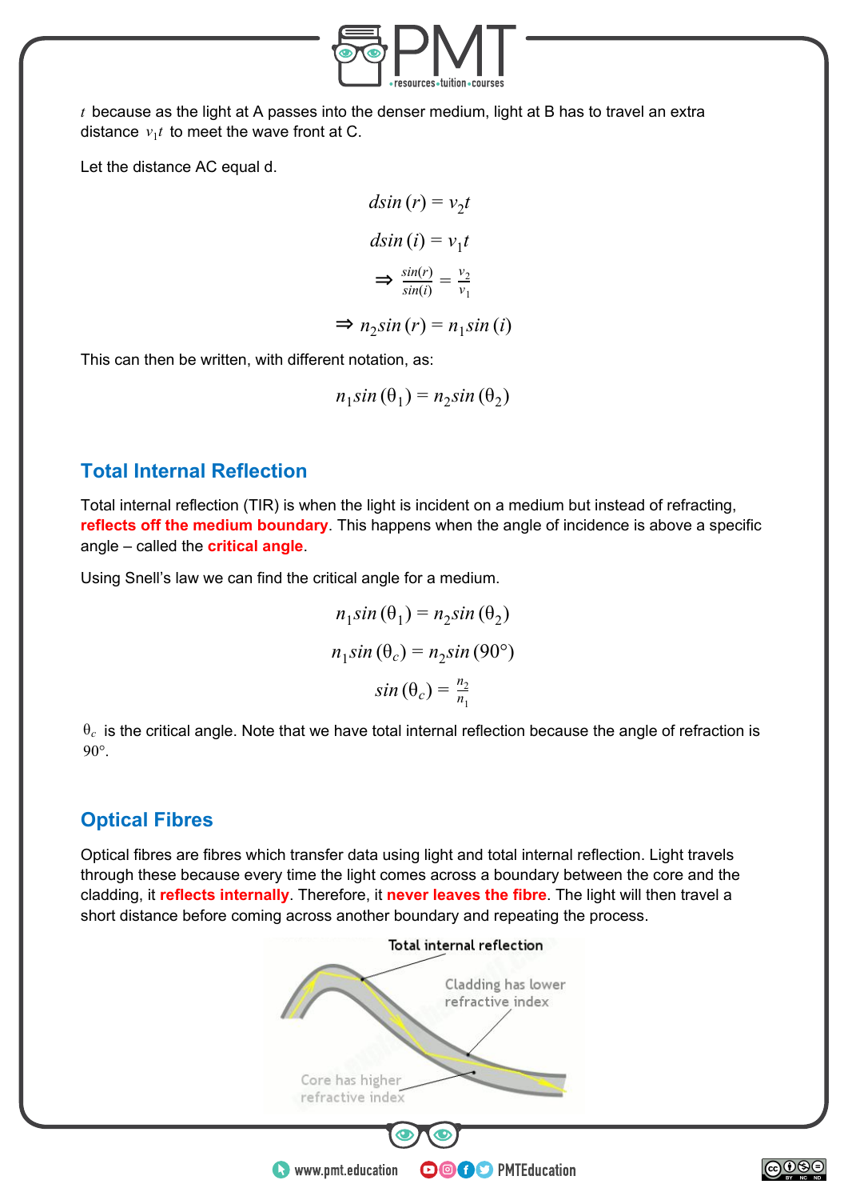$t$ because as the light at A passes into the denser medium, light at B has to travel an extra distance $v_1 t$ to meet the wave front at C.

Let the distance AC equal d.

$$d\sin(r) = v_2 t$$

$$d\sin(i) = v_1 t$$

$$\Rightarrow \frac{\sin(r)}{\sin(i)} = \frac{v_2}{v_1}$$

$$\Rightarrow n_2 \sin(r) = n_1 \sin(i)$$

This can then be written, with different notation, as:

$$n_1 \sin(\theta_1) = n_2 \sin(\theta_2)$$

## Total Internal Reflection

Total internal reflection (TIR) is when the light is incident on a medium but instead of refracting, **reflects off the medium boundary**. This happens when the angle of incidence is above a specific angle – called the **critical angle**.

Using Snell's law we can find the critical angle for a medium.

$$n_1 \sin(\theta_1) = n_2 \sin(\theta_2)$$

$$n_1 \sin(\theta_c) = n_2 \sin(90°)$$

$$\sin(\theta_c) = \frac{n_2}{n_1}$$

$\theta_c$ is the critical angle. Note that we have total internal reflection because the angle of refraction is $90°$.

## Optical Fibres

Optical fibres are fibres which transfer data using light and total internal reflection. Light travels through these because every time the light comes across a boundary between the core and the cladding, it **reflects internally**. Therefore, it **never leaves the fibre**. The light will then travel a short distance before coming across another boundary and repeating the process.

Total internal reflection

Cladding has lower refractive index

Core has higher refractive index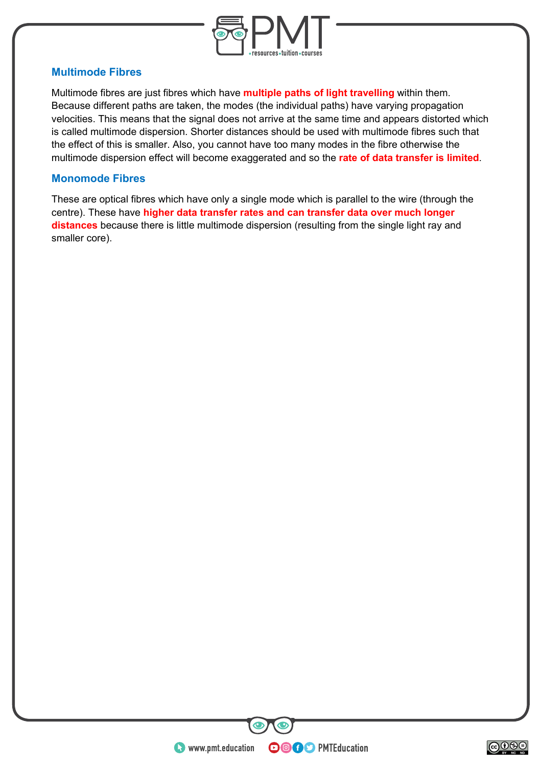## Multimode Fibres

Multimode fibres are just fibres which have **multiple paths of light travelling** within them. Because different paths are taken, the modes (the individual paths) have varying propagation velocities. This means that the signal does not arrive at the same time and appears distorted which is called multimode dispersion. Shorter distances should be used with multimode fibres such that the effect of this is smaller. Also, you cannot have too many modes in the fibre otherwise the multimode dispersion effect will become exaggerated and so the **rate of data transfer is limited**.

## Monomode Fibres

These are optical fibres which have only a single mode which is parallel to the wire (through the centre). These have **higher data transfer rates and can transfer data over much longer distances** because there is little multimode dispersion (resulting from the single light ray and smaller core).